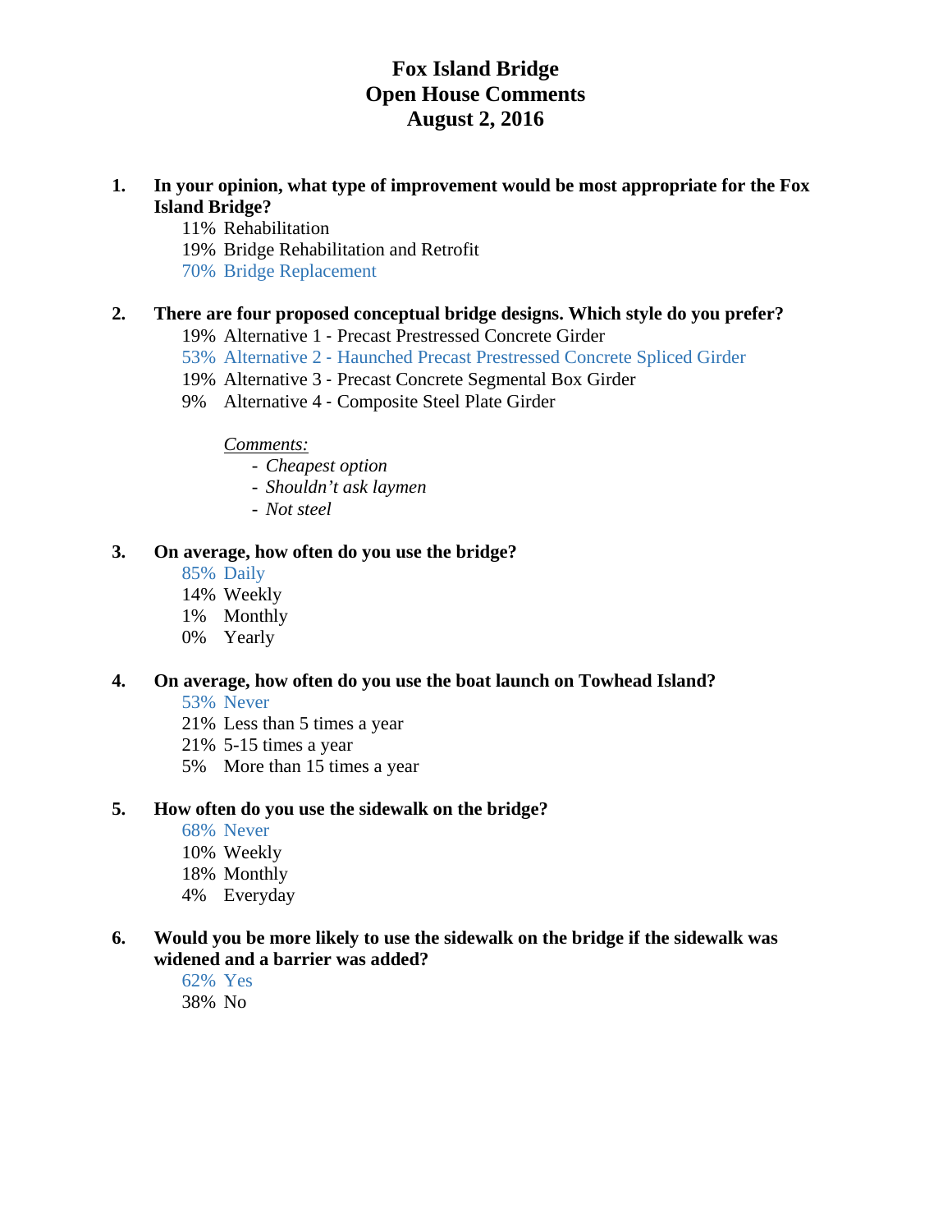# Fox Island Bridge
# Open House Comments
# August 2, 2016

1. **In your opinion, what type of improvement would be most appropriate for the Fox Island Bridge?**
   - 11% Rehabilitation
   - 19% Bridge Rehabilitation and Retrofit
   - 70% Bridge Replacement

2. **There are four proposed conceptual bridge designs. Which style do you prefer?**
   - 19% Alternative 1 - Precast Prestressed Concrete Girder
   - 53% Alternative 2 - Haunched Precast Prestressed Concrete Spliced Girder
   - 19% Alternative 3 - Precast Concrete Segmental Box Girder
   - 9% Alternative 4 - Composite Steel Plate Girder

   <u>*Comments:*</u>
   - *Cheapest option*
   - *Shouldn't ask laymen*
   - *Not steel*

3. **On average, how often do you use the bridge?**
   - 85% Daily
   - 14% Weekly
   - 1% Monthly
   - 0% Yearly

4. **On average, how often do you use the boat launch on Towhead Island?**
   - 53% Never
   - 21% Less than 5 times a year
   - 21% 5-15 times a year
   - 5% More than 15 times a year

5. **How often do you use the sidewalk on the bridge?**
   - 68% Never
   - 10% Weekly
   - 18% Monthly
   - 4% Everyday

6. **Would you be more likely to use the sidewalk on the bridge if the sidewalk was widened and a barrier was added?**
   - 62% Yes
   - 38% No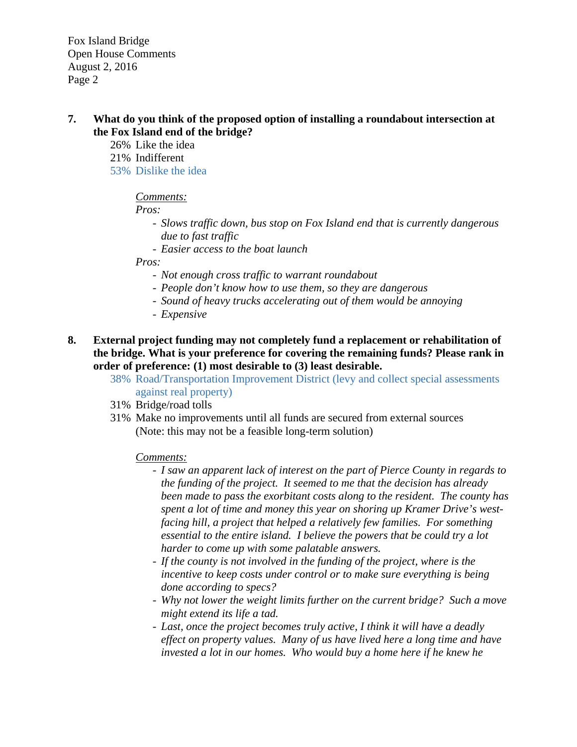**7. What do you think of the proposed option of installing a roundabout intersection at the Fox Island end of the bridge?**

26% Like the idea
21% Indifferent
53% Dislike the idea

*Comments:*

*Pros:*

- *Slows traffic down, bus stop on Fox Island end that is currently dangerous due to fast traffic*
- *Easier access to the boat launch*

*Pros:*

- *Not enough cross traffic to warrant roundabout*
- *People don't know how to use them, so they are dangerous*
- *Sound of heavy trucks accelerating out of them would be annoying*
- *Expensive*

**8. External project funding may not completely fund a replacement or rehabilitation of the bridge. What is your preference for covering the remaining funds? Please rank in order of preference: (1) most desirable to (3) least desirable.**

38% Road/Transportation Improvement District (levy and collect special assessments against real property)
31% Bridge/road tolls
31% Make no improvements until all funds are secured from external sources (Note: this may not be a feasible long-term solution)

*Comments:*

- *I saw an apparent lack of interest on the part of Pierce County in regards to the funding of the project. It seemed to me that the decision has already been made to pass the exorbitant costs along to the resident. The county has spent a lot of time and money this year on shoring up Kramer Drive's west-facing hill, a project that helped a relatively few families. For something essential to the entire island. I believe the powers that be could try a lot harder to come up with some palatable answers.*
- *If the county is not involved in the funding of the project, where is the incentive to keep costs under control or to make sure everything is being done according to specs?*
- *Why not lower the weight limits further on the current bridge? Such a move might extend its life a tad.*
- *Last, once the project becomes truly active, I think it will have a deadly effect on property values. Many of us have lived here a long time and have invested a lot in our homes. Who would buy a home here if he knew he*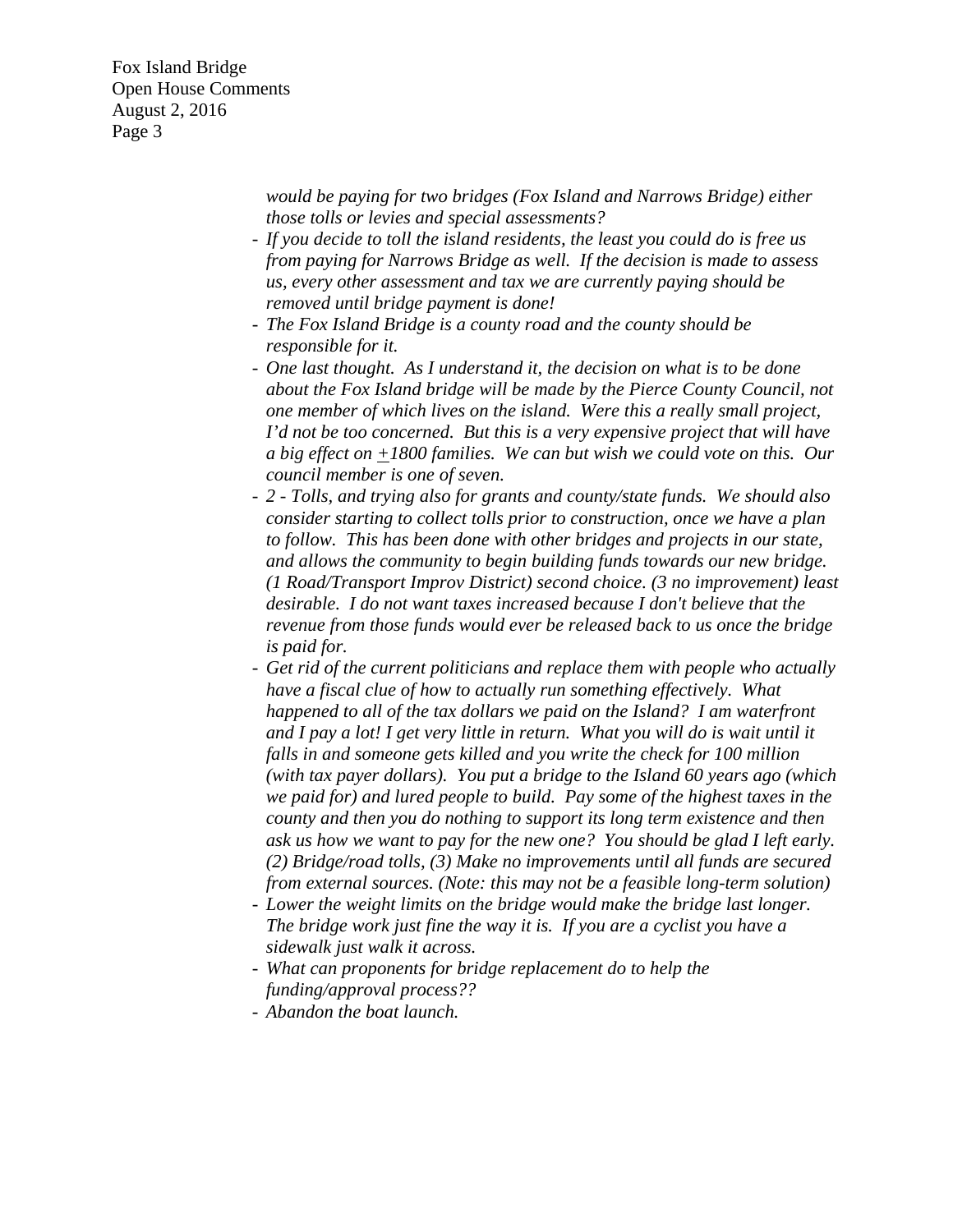*would be paying for two bridges (Fox Island and Narrows Bridge) either those tolls or levies and special assessments?*

- *If you decide to toll the island residents, the least you could do is free us from paying for Narrows Bridge as well. If the decision is made to assess us, every other assessment and tax we are currently paying should be removed until bridge payment is done!*
- *The Fox Island Bridge is a county road and the county should be responsible for it.*
- *One last thought. As I understand it, the decision on what is to be done about the Fox Island bridge will be made by the Pierce County Council, not one member of which lives on the island. Were this a really small project, I'd not be too concerned. But this is a very expensive project that will have a big effect on ±1800 families. We can but wish we could vote on this. Our council member is one of seven.*
- *2 - Tolls, and trying also for grants and county/state funds. We should also consider starting to collect tolls prior to construction, once we have a plan to follow. This has been done with other bridges and projects in our state, and allows the community to begin building funds towards our new bridge. (1 Road/Transport Improv District) second choice. (3 no improvement) least desirable. I do not want taxes increased because I don't believe that the revenue from those funds would ever be released back to us once the bridge is paid for.*
- *Get rid of the current politicians and replace them with people who actually have a fiscal clue of how to actually run something effectively. What happened to all of the tax dollars we paid on the Island? I am waterfront and I pay a lot! I get very little in return. What you will do is wait until it falls in and someone gets killed and you write the check for 100 million (with tax payer dollars). You put a bridge to the Island 60 years ago (which we paid for) and lured people to build. Pay some of the highest taxes in the county and then you do nothing to support its long term existence and then ask us how we want to pay for the new one? You should be glad I left early. (2) Bridge/road tolls, (3) Make no improvements until all funds are secured from external sources. (Note: this may not be a feasible long-term solution)*
- *Lower the weight limits on the bridge would make the bridge last longer. The bridge work just fine the way it is. If you are a cyclist you have a sidewalk just walk it across.*
- *What can proponents for bridge replacement do to help the funding/approval process??*
- *Abandon the boat launch.*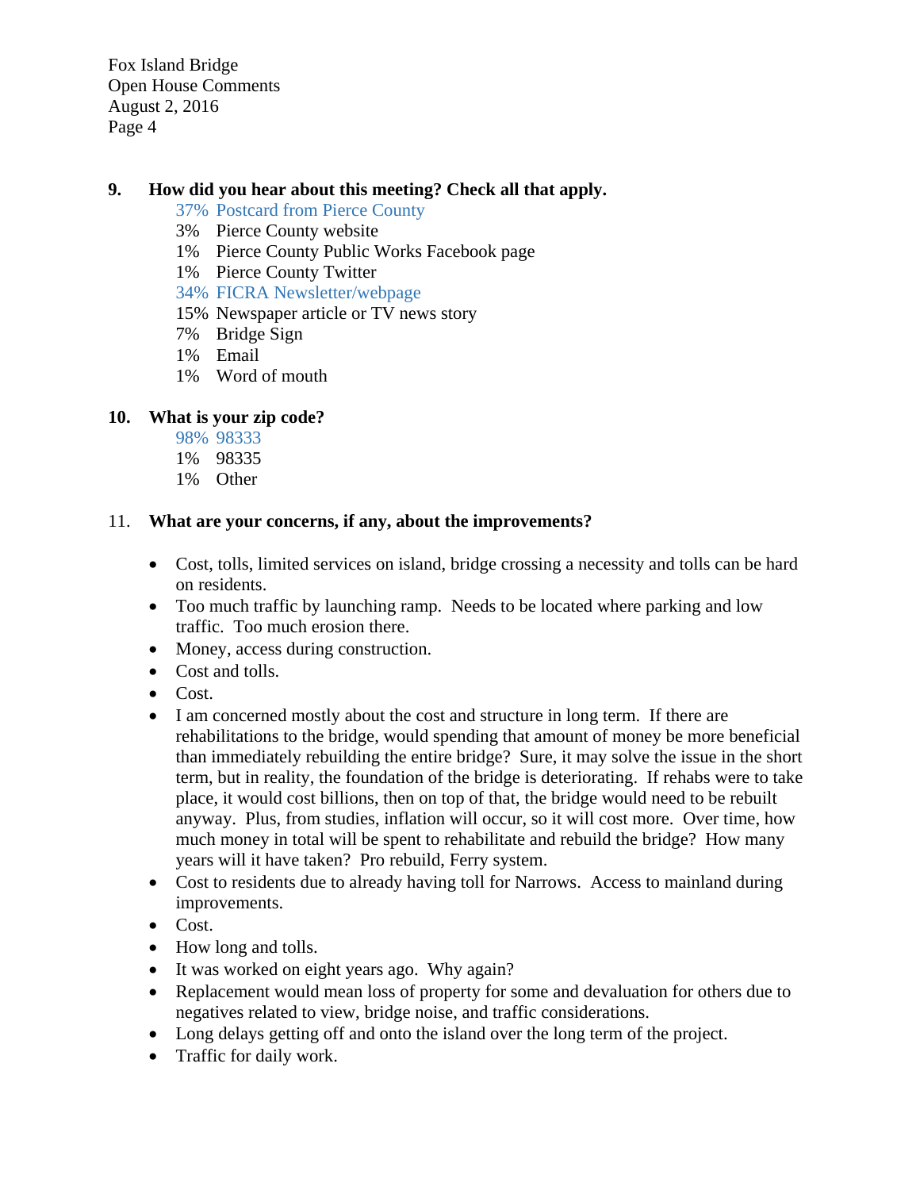**9. How did you hear about this meeting? Check all that apply.**

- 37% Postcard from Pierce County
- 3% Pierce County website
- 1% Pierce County Public Works Facebook page
- 1% Pierce County Twitter
- 34% FICRA Newsletter/webpage
- 15% Newspaper article or TV news story
- 7% Bridge Sign
- 1% Email
- 1% Word of mouth

**10. What is your zip code?**

- 98% 98333
- 1% 98335
- 1% Other

11. **What are your concerns, if any, about the improvements?**

- Cost, tolls, limited services on island, bridge crossing a necessity and tolls can be hard on residents.
- Too much traffic by launching ramp. Needs to be located where parking and low traffic. Too much erosion there.
- Money, access during construction.
- Cost and tolls.
- Cost.
- I am concerned mostly about the cost and structure in long term. If there are rehabilitations to the bridge, would spending that amount of money be more beneficial than immediately rebuilding the entire bridge? Sure, it may solve the issue in the short term, but in reality, the foundation of the bridge is deteriorating. If rehabs were to take place, it would cost billions, then on top of that, the bridge would need to be rebuilt anyway. Plus, from studies, inflation will occur, so it will cost more. Over time, how much money in total will be spent to rehabilitate and rebuild the bridge? How many years will it have taken? Pro rebuild, Ferry system.
- Cost to residents due to already having toll for Narrows. Access to mainland during improvements.
- Cost.
- How long and tolls.
- It was worked on eight years ago. Why again?
- Replacement would mean loss of property for some and devaluation for others due to negatives related to view, bridge noise, and traffic considerations.
- Long delays getting off and onto the island over the long term of the project.
- Traffic for daily work.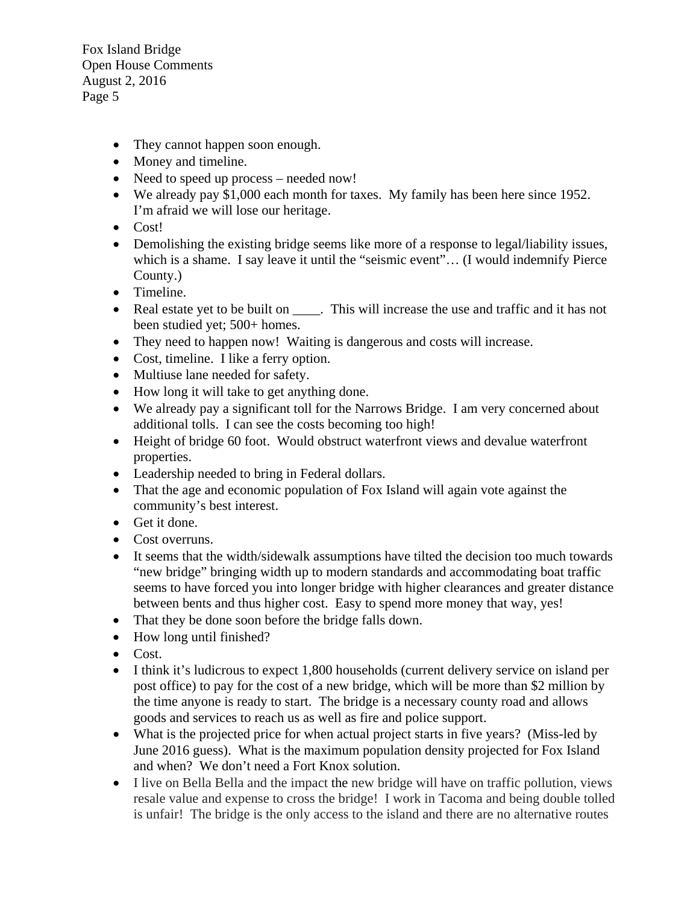- They cannot happen soon enough.
- Money and timeline.
- Need to speed up process – needed now!
- We already pay $1,000 each month for taxes. My family has been here since 1952. I'm afraid we will lose our heritage.
- Cost!
- Demolishing the existing bridge seems like more of a response to legal/liability issues, which is a shame. I say leave it until the "seismic event"… (I would indemnify Pierce County.)
- Timeline.
- Real estate yet to be built on ____. This will increase the use and traffic and it has not been studied yet; 500+ homes.
- They need to happen now! Waiting is dangerous and costs will increase.
- Cost, timeline. I like a ferry option.
- Multiuse lane needed for safety.
- How long it will take to get anything done.
- We already pay a significant toll for the Narrows Bridge. I am very concerned about additional tolls. I can see the costs becoming too high!
- Height of bridge 60 foot. Would obstruct waterfront views and devalue waterfront properties.
- Leadership needed to bring in Federal dollars.
- That the age and economic population of Fox Island will again vote against the community's best interest.
- Get it done.
- Cost overruns.
- It seems that the width/sidewalk assumptions have tilted the decision too much towards "new bridge" bringing width up to modern standards and accommodating boat traffic seems to have forced you into longer bridge with higher clearances and greater distance between bents and thus higher cost. Easy to spend more money that way, yes!
- That they be done soon before the bridge falls down.
- How long until finished?
- Cost.
- I think it's ludicrous to expect 1,800 households (current delivery service on island per post office) to pay for the cost of a new bridge, which will be more than $2 million by the time anyone is ready to start. The bridge is a necessary county road and allows goods and services to reach us as well as fire and police support.
- What is the projected price for when actual project starts in five years? (Miss-led by June 2016 guess). What is the maximum population density projected for Fox Island and when? We don't need a Fort Knox solution.
- I live on Bella Bella and the impact the new bridge will have on traffic pollution, views resale value and expense to cross the bridge! I work in Tacoma and being double tolled is unfair! The bridge is the only access to the island and there are no alternative routes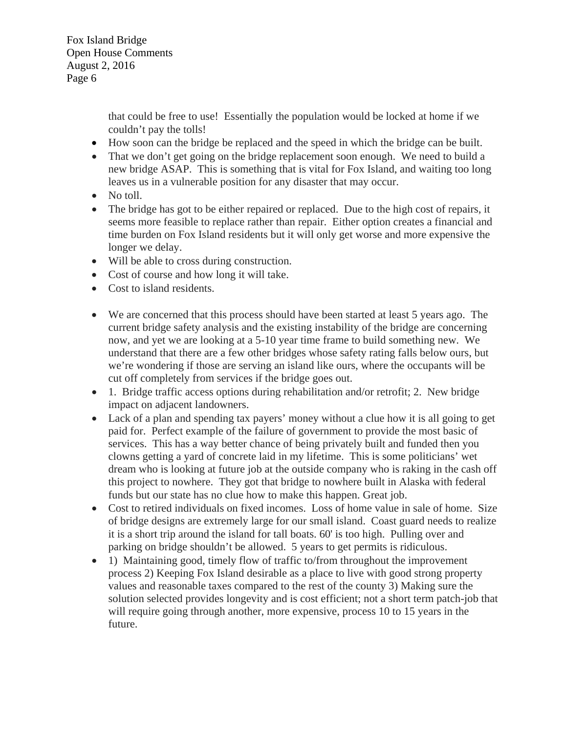that could be free to use! Essentially the population would be locked at home if we couldn't pay the tolls!

- How soon can the bridge be replaced and the speed in which the bridge can be built.
- That we don't get going on the bridge replacement soon enough. We need to build a new bridge ASAP. This is something that is vital for Fox Island, and waiting too long leaves us in a vulnerable position for any disaster that may occur.
- No toll.
- The bridge has got to be either repaired or replaced. Due to the high cost of repairs, it seems more feasible to replace rather than repair. Either option creates a financial and time burden on Fox Island residents but it will only get worse and more expensive the longer we delay.
- Will be able to cross during construction.
- Cost of course and how long it will take.
- Cost to island residents.

- We are concerned that this process should have been started at least 5 years ago. The current bridge safety analysis and the existing instability of the bridge are concerning now, and yet we are looking at a 5-10 year time frame to build something new. We understand that there are a few other bridges whose safety rating falls below ours, but we're wondering if those are serving an island like ours, where the occupants will be cut off completely from services if the bridge goes out.
- 1. Bridge traffic access options during rehabilitation and/or retrofit; 2. New bridge impact on adjacent landowners.
- Lack of a plan and spending tax payers' money without a clue how it is all going to get paid for. Perfect example of the failure of government to provide the most basic of services. This has a way better chance of being privately built and funded then you clowns getting a yard of concrete laid in my lifetime. This is some politicians' wet dream who is looking at future job at the outside company who is raking in the cash off this project to nowhere. They got that bridge to nowhere built in Alaska with federal funds but our state has no clue how to make this happen. Great job.
- Cost to retired individuals on fixed incomes. Loss of home value in sale of home. Size of bridge designs are extremely large for our small island. Coast guard needs to realize it is a short trip around the island for tall boats. 60' is too high. Pulling over and parking on bridge shouldn't be allowed. 5 years to get permits is ridiculous.
- 1) Maintaining good, timely flow of traffic to/from throughout the improvement process 2) Keeping Fox Island desirable as a place to live with good strong property values and reasonable taxes compared to the rest of the county 3) Making sure the solution selected provides longevity and is cost efficient; not a short term patch-job that will require going through another, more expensive, process 10 to 15 years in the future.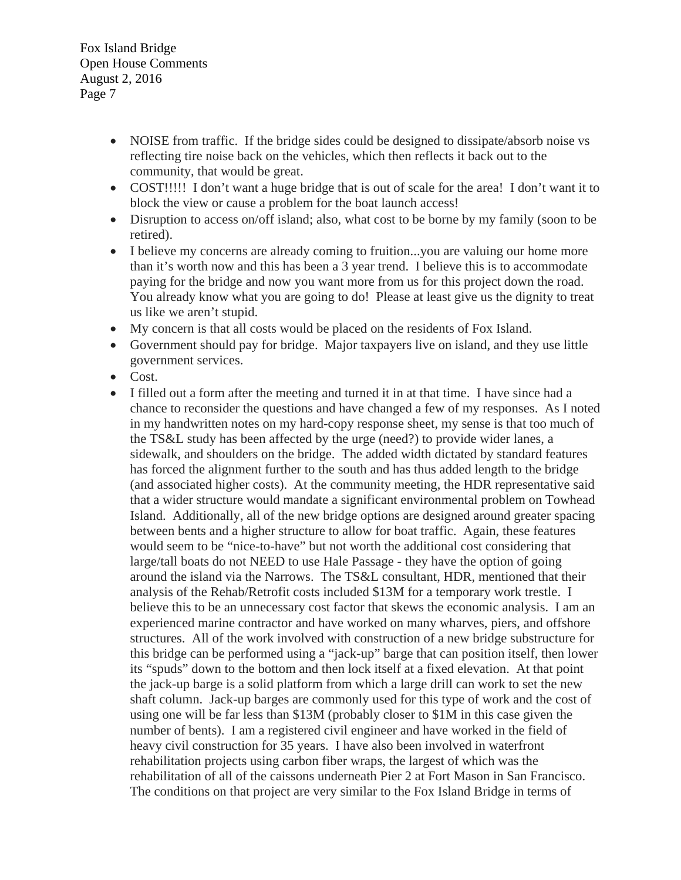- NOISE from traffic. If the bridge sides could be designed to dissipate/absorb noise vs reflecting tire noise back on the vehicles, which then reflects it back out to the community, that would be great.
- COST!!!!! I don't want a huge bridge that is out of scale for the area! I don't want it to block the view or cause a problem for the boat launch access!
- Disruption to access on/off island; also, what cost to be borne by my family (soon to be retired).
- I believe my concerns are already coming to fruition...you are valuing our home more than it's worth now and this has been a 3 year trend. I believe this is to accommodate paying for the bridge and now you want more from us for this project down the road. You already know what you are going to do! Please at least give us the dignity to treat us like we aren't stupid.
- My concern is that all costs would be placed on the residents of Fox Island.
- Government should pay for bridge. Major taxpayers live on island, and they use little government services.
- Cost.
- I filled out a form after the meeting and turned it in at that time. I have since had a chance to reconsider the questions and have changed a few of my responses. As I noted in my handwritten notes on my hard-copy response sheet, my sense is that too much of the TS&L study has been affected by the urge (need?) to provide wider lanes, a sidewalk, and shoulders on the bridge. The added width dictated by standard features has forced the alignment further to the south and has thus added length to the bridge (and associated higher costs). At the community meeting, the HDR representative said that a wider structure would mandate a significant environmental problem on Towhead Island. Additionally, all of the new bridge options are designed around greater spacing between bents and a higher structure to allow for boat traffic. Again, these features would seem to be "nice-to-have" but not worth the additional cost considering that large/tall boats do not NEED to use Hale Passage - they have the option of going around the island via the Narrows. The TS&L consultant, HDR, mentioned that their analysis of the Rehab/Retrofit costs included \$13M for a temporary work trestle. I believe this to be an unnecessary cost factor that skews the economic analysis. I am an experienced marine contractor and have worked on many wharves, piers, and offshore structures. All of the work involved with construction of a new bridge substructure for this bridge can be performed using a "jack-up" barge that can position itself, then lower its "spuds" down to the bottom and then lock itself at a fixed elevation. At that point the jack-up barge is a solid platform from which a large drill can work to set the new shaft column. Jack-up barges are commonly used for this type of work and the cost of using one will be far less than \$13M (probably closer to \$1M in this case given the number of bents). I am a registered civil engineer and have worked in the field of heavy civil construction for 35 years. I have also been involved in waterfront rehabilitation projects using carbon fiber wraps, the largest of which was the rehabilitation of all of the caissons underneath Pier 2 at Fort Mason in San Francisco. The conditions on that project are very similar to the Fox Island Bridge in terms of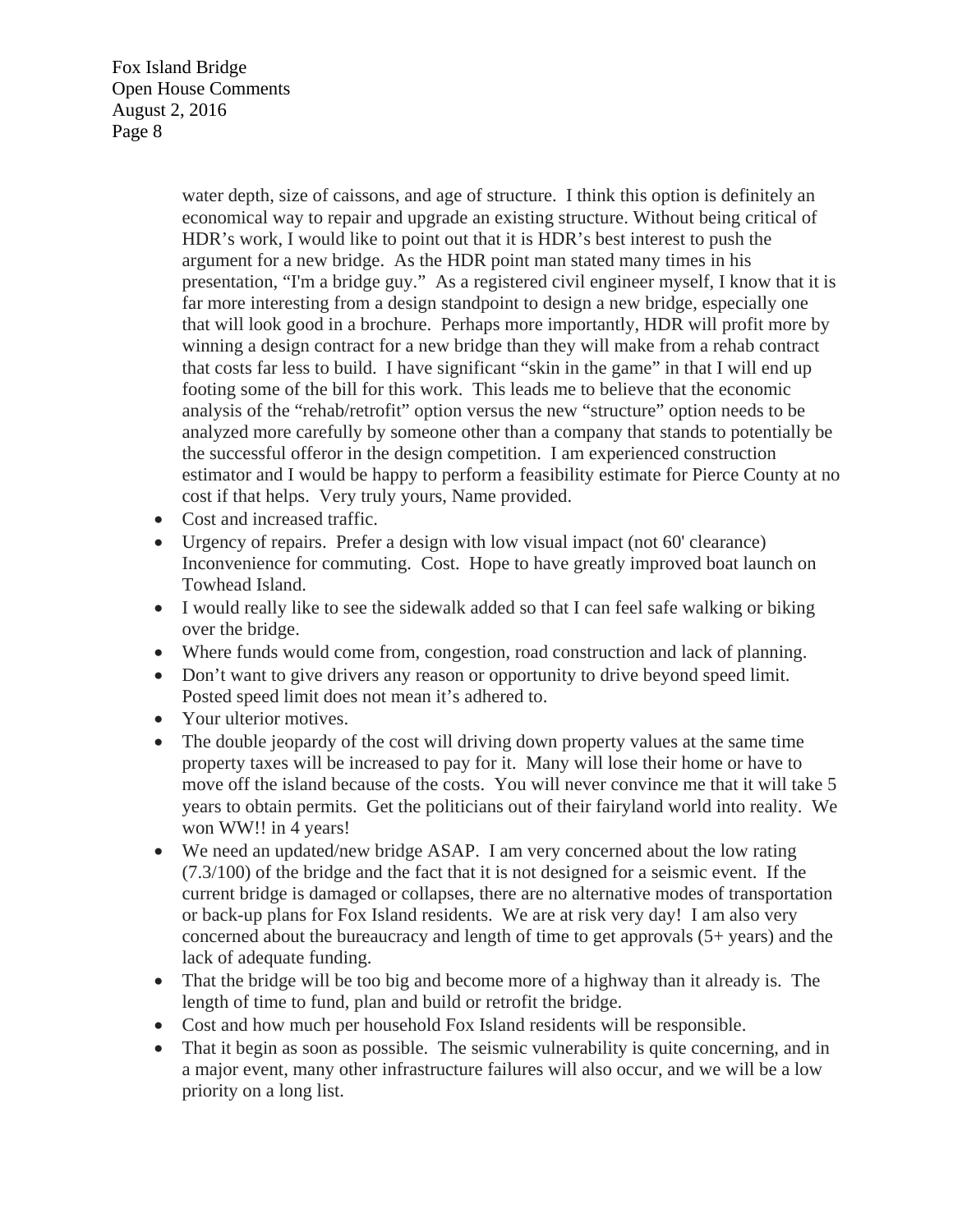water depth, size of caissons, and age of structure. I think this option is definitely an economical way to repair and upgrade an existing structure. Without being critical of HDR's work, I would like to point out that it is HDR's best interest to push the argument for a new bridge. As the HDR point man stated many times in his presentation, "I'm a bridge guy." As a registered civil engineer myself, I know that it is far more interesting from a design standpoint to design a new bridge, especially one that will look good in a brochure. Perhaps more importantly, HDR will profit more by winning a design contract for a new bridge than they will make from a rehab contract that costs far less to build. I have significant "skin in the game" in that I will end up footing some of the bill for this work. This leads me to believe that the economic analysis of the "rehab/retrofit" option versus the new "structure" option needs to be analyzed more carefully by someone other than a company that stands to potentially be the successful offeror in the design competition. I am experienced construction estimator and I would be happy to perform a feasibility estimate for Pierce County at no cost if that helps. Very truly yours, Name provided.

- Cost and increased traffic.
- Urgency of repairs. Prefer a design with low visual impact (not 60' clearance) Inconvenience for commuting. Cost. Hope to have greatly improved boat launch on Towhead Island.
- I would really like to see the sidewalk added so that I can feel safe walking or biking over the bridge.
- Where funds would come from, congestion, road construction and lack of planning.
- Don't want to give drivers any reason or opportunity to drive beyond speed limit. Posted speed limit does not mean it's adhered to.
- Your ulterior motives.
- The double jeopardy of the cost will driving down property values at the same time property taxes will be increased to pay for it. Many will lose their home or have to move off the island because of the costs. You will never convince me that it will take 5 years to obtain permits. Get the politicians out of their fairyland world into reality. We won WW!! in 4 years!
- We need an updated/new bridge ASAP. I am very concerned about the low rating (7.3/100) of the bridge and the fact that it is not designed for a seismic event. If the current bridge is damaged or collapses, there are no alternative modes of transportation or back-up plans for Fox Island residents. We are at risk very day! I am also very concerned about the bureaucracy and length of time to get approvals (5+ years) and the lack of adequate funding.
- That the bridge will be too big and become more of a highway than it already is. The length of time to fund, plan and build or retrofit the bridge.
- Cost and how much per household Fox Island residents will be responsible.
- That it begin as soon as possible. The seismic vulnerability is quite concerning, and in a major event, many other infrastructure failures will also occur, and we will be a low priority on a long list.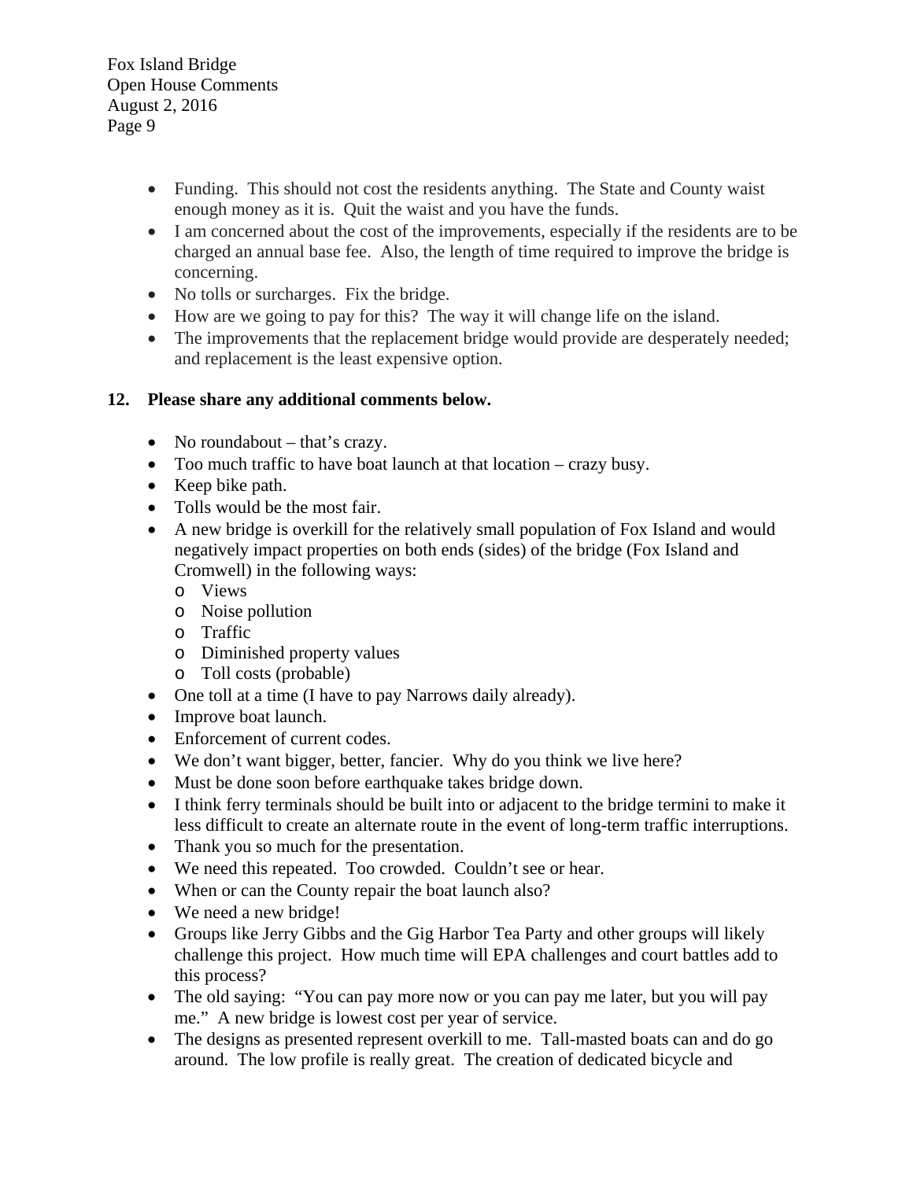- Funding. This should not cost the residents anything. The State and County waist enough money as it is. Quit the waist and you have the funds.
- I am concerned about the cost of the improvements, especially if the residents are to be charged an annual base fee. Also, the length of time required to improve the bridge is concerning.
- No tolls or surcharges. Fix the bridge.
- How are we going to pay for this? The way it will change life on the island.
- The improvements that the replacement bridge would provide are desperately needed; and replacement is the least expensive option.

**12. Please share any additional comments below.**

- No roundabout – that's crazy.
- Too much traffic to have boat launch at that location – crazy busy.
- Keep bike path.
- Tolls would be the most fair.
- A new bridge is overkill for the relatively small population of Fox Island and would negatively impact properties on both ends (sides) of the bridge (Fox Island and Cromwell) in the following ways:
  - Views
  - Noise pollution
  - Traffic
  - Diminished property values
  - Toll costs (probable)
- One toll at a time (I have to pay Narrows daily already).
- Improve boat launch.
- Enforcement of current codes.
- We don't want bigger, better, fancier. Why do you think we live here?
- Must be done soon before earthquake takes bridge down.
- I think ferry terminals should be built into or adjacent to the bridge termini to make it less difficult to create an alternate route in the event of long-term traffic interruptions.
- Thank you so much for the presentation.
- We need this repeated. Too crowded. Couldn't see or hear.
- When or can the County repair the boat launch also?
- We need a new bridge!
- Groups like Jerry Gibbs and the Gig Harbor Tea Party and other groups will likely challenge this project. How much time will EPA challenges and court battles add to this process?
- The old saying: "You can pay more now or you can pay me later, but you will pay me." A new bridge is lowest cost per year of service.
- The designs as presented represent overkill to me. Tall-masted boats can and do go around. The low profile is really great. The creation of dedicated bicycle and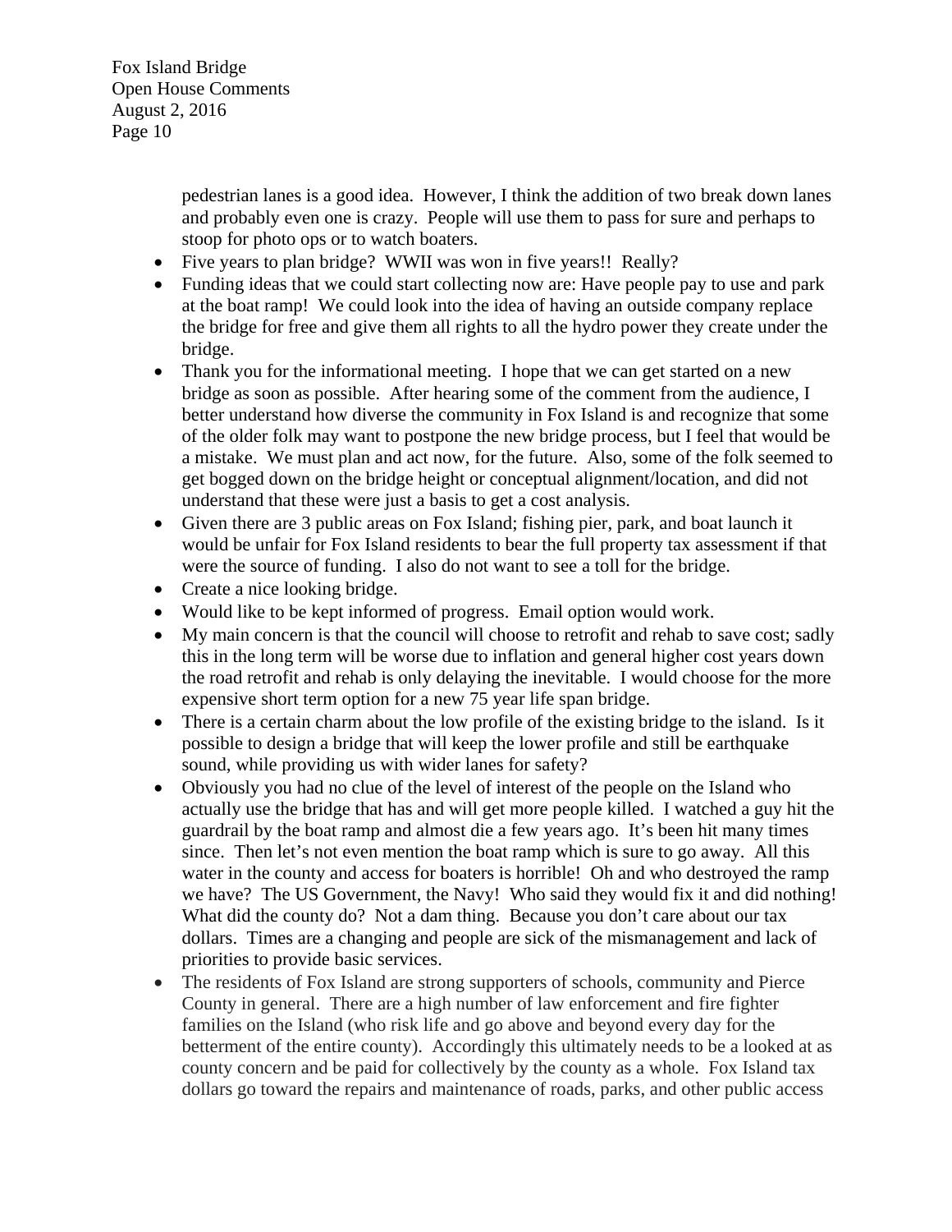pedestrian lanes is a good idea. However, I think the addition of two break down lanes and probably even one is crazy. People will use them to pass for sure and perhaps to stoop for photo ops or to watch boaters.

- Five years to plan bridge? WWII was won in five years!! Really?
- Funding ideas that we could start collecting now are: Have people pay to use and park at the boat ramp! We could look into the idea of having an outside company replace the bridge for free and give them all rights to all the hydro power they create under the bridge.
- Thank you for the informational meeting. I hope that we can get started on a new bridge as soon as possible. After hearing some of the comment from the audience, I better understand how diverse the community in Fox Island is and recognize that some of the older folk may want to postpone the new bridge process, but I feel that would be a mistake. We must plan and act now, for the future. Also, some of the folk seemed to get bogged down on the bridge height or conceptual alignment/location, and did not understand that these were just a basis to get a cost analysis.
- Given there are 3 public areas on Fox Island; fishing pier, park, and boat launch it would be unfair for Fox Island residents to bear the full property tax assessment if that were the source of funding. I also do not want to see a toll for the bridge.
- Create a nice looking bridge.
- Would like to be kept informed of progress. Email option would work.
- My main concern is that the council will choose to retrofit and rehab to save cost; sadly this in the long term will be worse due to inflation and general higher cost years down the road retrofit and rehab is only delaying the inevitable. I would choose for the more expensive short term option for a new 75 year life span bridge.
- There is a certain charm about the low profile of the existing bridge to the island. Is it possible to design a bridge that will keep the lower profile and still be earthquake sound, while providing us with wider lanes for safety?
- Obviously you had no clue of the level of interest of the people on the Island who actually use the bridge that has and will get more people killed. I watched a guy hit the guardrail by the boat ramp and almost die a few years ago. It's been hit many times since. Then let's not even mention the boat ramp which is sure to go away. All this water in the county and access for boaters is horrible! Oh and who destroyed the ramp we have? The US Government, the Navy! Who said they would fix it and did nothing! What did the county do? Not a dam thing. Because you don't care about our tax dollars. Times are a changing and people are sick of the mismanagement and lack of priorities to provide basic services.
- The residents of Fox Island are strong supporters of schools, community and Pierce County in general. There are a high number of law enforcement and fire fighter families on the Island (who risk life and go above and beyond every day for the betterment of the entire county). Accordingly this ultimately needs to be a looked at as county concern and be paid for collectively by the county as a whole. Fox Island tax dollars go toward the repairs and maintenance of roads, parks, and other public access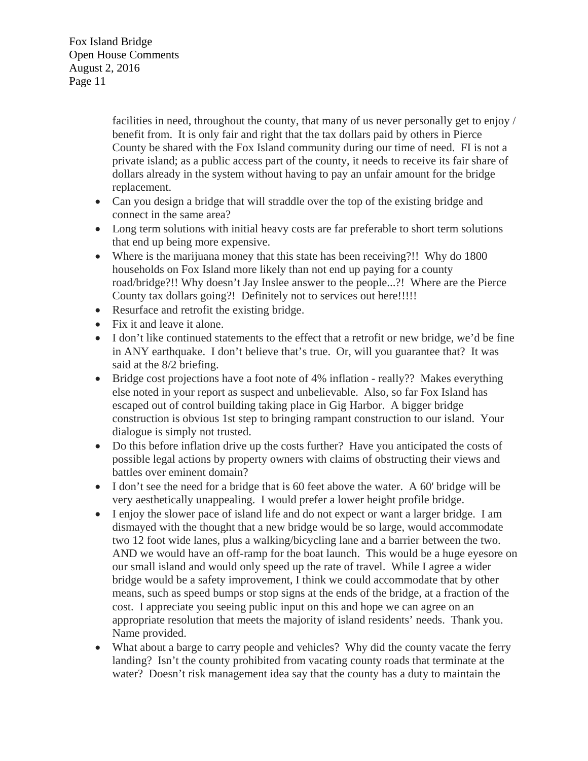facilities in need, throughout the county, that many of us never personally get to enjoy / benefit from. It is only fair and right that the tax dollars paid by others in Pierce County be shared with the Fox Island community during our time of need. FI is not a private island; as a public access part of the county, it needs to receive its fair share of dollars already in the system without having to pay an unfair amount for the bridge replacement.

- Can you design a bridge that will straddle over the top of the existing bridge and connect in the same area?
- Long term solutions with initial heavy costs are far preferable to short term solutions that end up being more expensive.
- Where is the marijuana money that this state has been receiving?!! Why do 1800 households on Fox Island more likely than not end up paying for a county road/bridge?!! Why doesn't Jay Inslee answer to the people...?! Where are the Pierce County tax dollars going?! Definitely not to services out here!!!!!
- Resurface and retrofit the existing bridge.
- Fix it and leave it alone.
- I don't like continued statements to the effect that a retrofit or new bridge, we'd be fine in ANY earthquake. I don't believe that's true. Or, will you guarantee that? It was said at the 8/2 briefing.
- Bridge cost projections have a foot note of 4% inflation - really?? Makes everything else noted in your report as suspect and unbelievable. Also, so far Fox Island has escaped out of control building taking place in Gig Harbor. A bigger bridge construction is obvious 1st step to bringing rampant construction to our island. Your dialogue is simply not trusted.
- Do this before inflation drive up the costs further? Have you anticipated the costs of possible legal actions by property owners with claims of obstructing their views and battles over eminent domain?
- I don't see the need for a bridge that is 60 feet above the water. A 60' bridge will be very aesthetically unappealing. I would prefer a lower height profile bridge.
- I enjoy the slower pace of island life and do not expect or want a larger bridge. I am dismayed with the thought that a new bridge would be so large, would accommodate two 12 foot wide lanes, plus a walking/bicycling lane and a barrier between the two. AND we would have an off-ramp for the boat launch. This would be a huge eyesore on our small island and would only speed up the rate of travel. While I agree a wider bridge would be a safety improvement, I think we could accommodate that by other means, such as speed bumps or stop signs at the ends of the bridge, at a fraction of the cost. I appreciate you seeing public input on this and hope we can agree on an appropriate resolution that meets the majority of island residents' needs. Thank you. Name provided.
- What about a barge to carry people and vehicles? Why did the county vacate the ferry landing? Isn't the county prohibited from vacating county roads that terminate at the water? Doesn't risk management idea say that the county has a duty to maintain the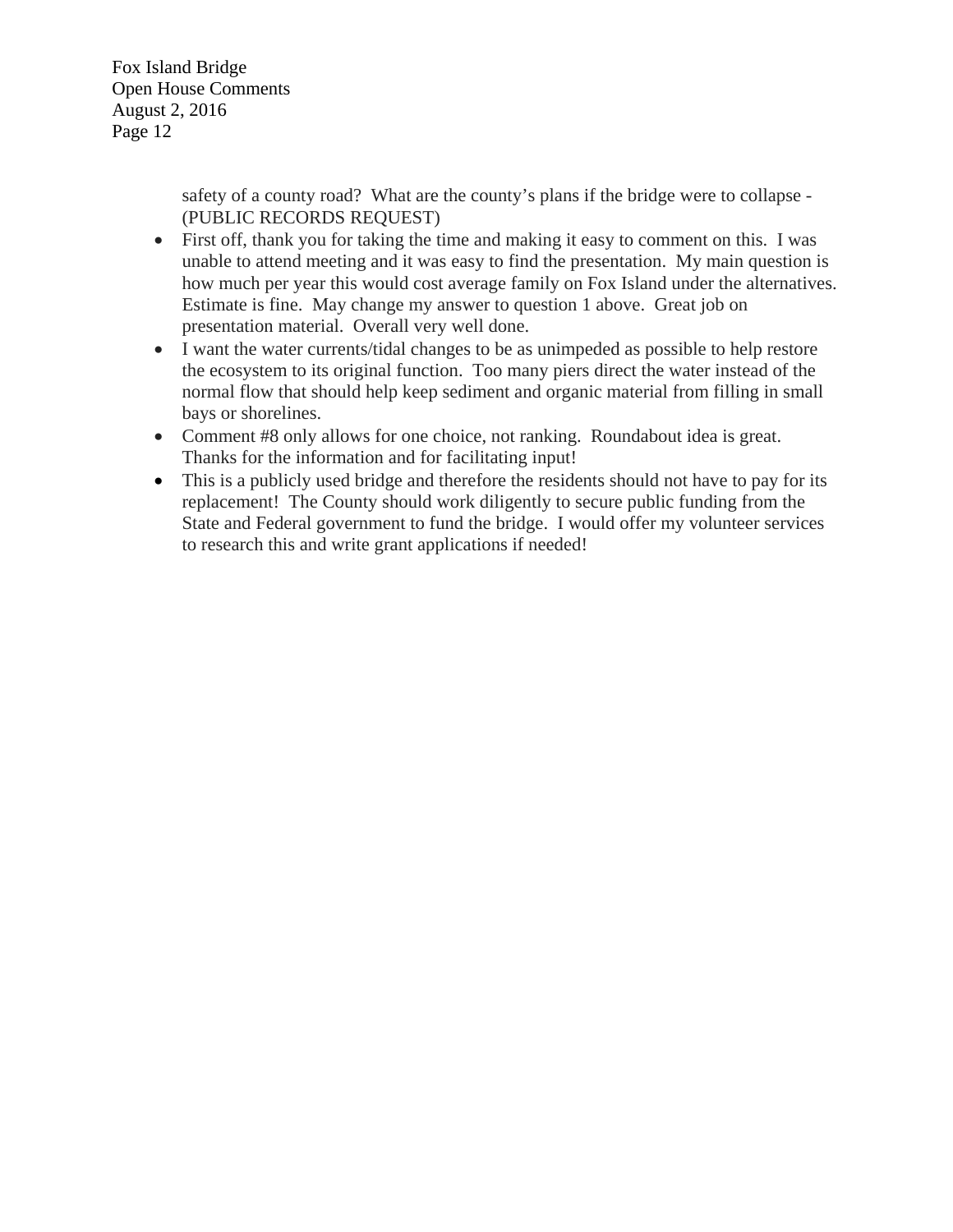safety of a county road? What are the county's plans if the bridge were to collapse - (PUBLIC RECORDS REQUEST)

- First off, thank you for taking the time and making it easy to comment on this. I was unable to attend meeting and it was easy to find the presentation. My main question is how much per year this would cost average family on Fox Island under the alternatives. Estimate is fine. May change my answer to question 1 above. Great job on presentation material. Overall very well done.
- I want the water currents/tidal changes to be as unimpeded as possible to help restore the ecosystem to its original function. Too many piers direct the water instead of the normal flow that should help keep sediment and organic material from filling in small bays or shorelines.
- Comment #8 only allows for one choice, not ranking. Roundabout idea is great. Thanks for the information and for facilitating input!
- This is a publicly used bridge and therefore the residents should not have to pay for its replacement! The County should work diligently to secure public funding from the State and Federal government to fund the bridge. I would offer my volunteer services to research this and write grant applications if needed!